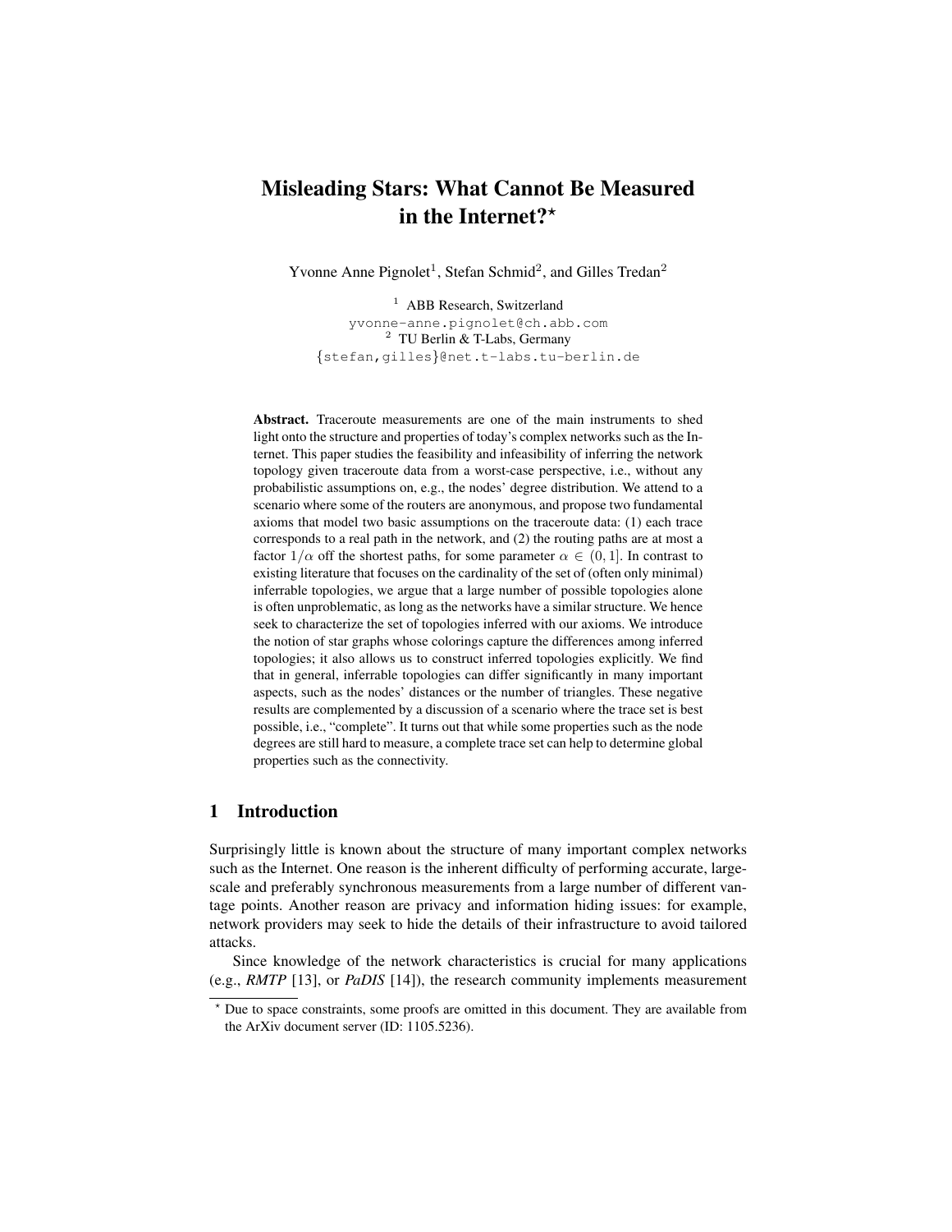# Misleading Stars: What Cannot Be Measured in the Internet?*

Yvonne Anne Pignolet[1], Stefan Schmid[2], and Gilles Tredan[2]

[1] ABB Research, Switzerland
yvonne-anne.pignolet@ch.abb.com
[2] TU Berlin & T-Labs, Germany
{stefan,gilles}@net.t-labs.tu-berlin.de

**Abstract.** Traceroute measurements are one of the main instruments to shed light onto the structure and properties of today's complex networks such as the Internet. This paper studies the feasibility and infeasibility of inferring the network topology given traceroute data from a worst-case perspective, i.e., without any probabilistic assumptions on, e.g., the nodes' degree distribution. We attend to a scenario where some of the routers are anonymous, and propose two fundamental axioms that model two basic assumptions on the traceroute data: (1) each trace corresponds to a real path in the network, and (2) the routing paths are at most a factor $1/\alpha$ off the shortest paths, for some parameter $\alpha \in (0, 1]$. In contrast to existing literature that focuses on the cardinality of the set of (often only minimal) inferrable topologies, we argue that a large number of possible topologies alone is often unproblematic, as long as the networks have a similar structure. We hence seek to characterize the set of topologies inferred with our axioms. We introduce the notion of star graphs whose colorings capture the differences among inferred topologies; it also allows us to construct inferred topologies explicitly. We find that in general, inferrable topologies can differ significantly in many important aspects, such as the nodes' distances or the number of triangles. These negative results are complemented by a discussion of a scenario where the trace set is best possible, i.e., "complete". It turns out that while some properties such as the node degrees are still hard to measure, a complete trace set can help to determine global properties such as the connectivity.

## 1 Introduction

Surprisingly little is known about the structure of many important complex networks such as the Internet. One reason is the inherent difficulty of performing accurate, large-scale and preferably synchronous measurements from a large number of different vantage points. Another reason are privacy and information hiding issues: for example, network providers may seek to hide the details of their infrastructure to avoid tailored attacks.

Since knowledge of the network characteristics is crucial for many applications (e.g., *RMTP* [13], or *PaDIS* [14]), the research community implements measurement

---

* Due to space constraints, some proofs are omitted in this document. They are available from the ArXiv document server (ID: 1105.5236).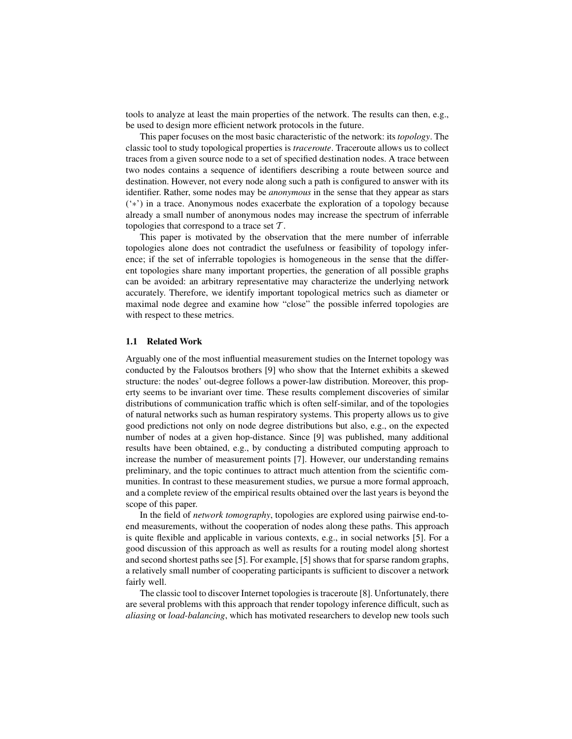tools to analyze at least the main properties of the network. The results can then, e.g., be used to design more efficient network protocols in the future.

This paper focuses on the most basic characteristic of the network: its *topology*. The classic tool to study topological properties is *traceroute*. Traceroute allows us to collect traces from a given source node to a set of specified destination nodes. A trace between two nodes contains a sequence of identifiers describing a route between source and destination. However, not every node along such a path is configured to answer with its identifier. Rather, some nodes may be *anonymous* in the sense that they appear as stars ('$*$') in a trace. Anonymous nodes exacerbate the exploration of a topology because already a small number of anonymous nodes may increase the spectrum of inferrable topologies that correspond to a trace set $\mathcal{T}$.

This paper is motivated by the observation that the mere number of inferrable topologies alone does not contradict the usefulness or feasibility of topology inference; if the set of inferrable topologies is homogeneous in the sense that the different topologies share many important properties, the generation of all possible graphs can be avoided: an arbitrary representative may characterize the underlying network accurately. Therefore, we identify important topological metrics such as diameter or maximal node degree and examine how "close" the possible inferred topologies are with respect to these metrics.

### 1.1 Related Work

Arguably one of the most influential measurement studies on the Internet topology was conducted by the Faloutsos brothers [9] who show that the Internet exhibits a skewed structure: the nodes' out-degree follows a power-law distribution. Moreover, this property seems to be invariant over time. These results complement discoveries of similar distributions of communication traffic which is often self-similar, and of the topologies of natural networks such as human respiratory systems. This property allows us to give good predictions not only on node degree distributions but also, e.g., on the expected number of nodes at a given hop-distance. Since [9] was published, many additional results have been obtained, e.g., by conducting a distributed computing approach to increase the number of measurement points [7]. However, our understanding remains preliminary, and the topic continues to attract much attention from the scientific communities. In contrast to these measurement studies, we pursue a more formal approach, and a complete review of the empirical results obtained over the last years is beyond the scope of this paper.

In the field of *network tomography*, topologies are explored using pairwise end-to-end measurements, without the cooperation of nodes along these paths. This approach is quite flexible and applicable in various contexts, e.g., in social networks [5]. For a good discussion of this approach as well as results for a routing model along shortest and second shortest paths see [5]. For example, [5] shows that for sparse random graphs, a relatively small number of cooperating participants is sufficient to discover a network fairly well.

The classic tool to discover Internet topologies is traceroute [8]. Unfortunately, there are several problems with this approach that render topology inference difficult, such as *aliasing* or *load-balancing*, which has motivated researchers to develop new tools such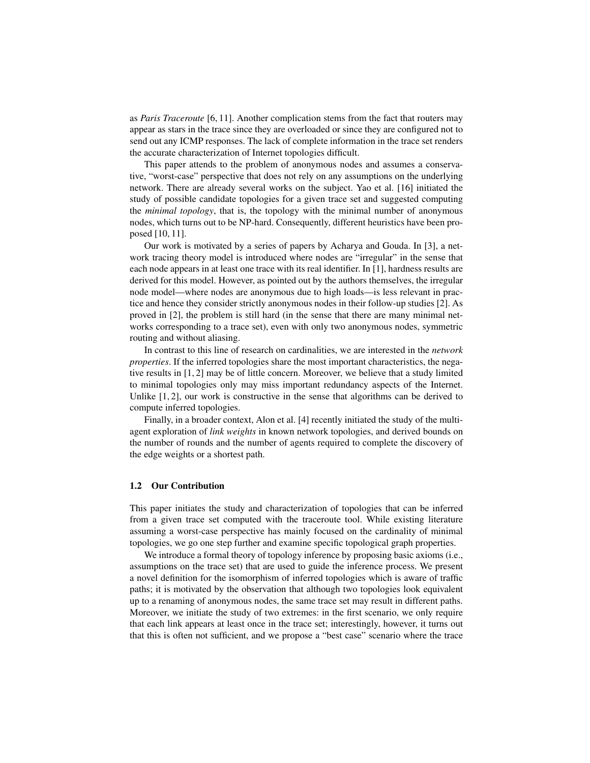as *Paris Traceroute* [6, 11]. Another complication stems from the fact that routers may appear as stars in the trace since they are overloaded or since they are configured not to send out any ICMP responses. The lack of complete information in the trace set renders the accurate characterization of Internet topologies difficult.

This paper attends to the problem of anonymous nodes and assumes a conservative, "worst-case" perspective that does not rely on any assumptions on the underlying network. There are already several works on the subject. Yao et al. [16] initiated the study of possible candidate topologies for a given trace set and suggested computing the *minimal topology*, that is, the topology with the minimal number of anonymous nodes, which turns out to be NP-hard. Consequently, different heuristics have been proposed [10, 11].

Our work is motivated by a series of papers by Acharya and Gouda. In [3], a network tracing theory model is introduced where nodes are "irregular" in the sense that each node appears in at least one trace with its real identifier. In [1], hardness results are derived for this model. However, as pointed out by the authors themselves, the irregular node model—where nodes are anonymous due to high loads—is less relevant in practice and hence they consider strictly anonymous nodes in their follow-up studies [2]. As proved in [2], the problem is still hard (in the sense that there are many minimal networks corresponding to a trace set), even with only two anonymous nodes, symmetric routing and without aliasing.

In contrast to this line of research on cardinalities, we are interested in the *network properties*. If the inferred topologies share the most important characteristics, the negative results in [1, 2] may be of little concern. Moreover, we believe that a study limited to minimal topologies only may miss important redundancy aspects of the Internet. Unlike [1, 2], our work is constructive in the sense that algorithms can be derived to compute inferred topologies.

Finally, in a broader context, Alon et al. [4] recently initiated the study of the multi-agent exploration of *link weights* in known network topologies, and derived bounds on the number of rounds and the number of agents required to complete the discovery of the edge weights or a shortest path.

### 1.2 Our Contribution

This paper initiates the study and characterization of topologies that can be inferred from a given trace set computed with the traceroute tool. While existing literature assuming a worst-case perspective has mainly focused on the cardinality of minimal topologies, we go one step further and examine specific topological graph properties.

We introduce a formal theory of topology inference by proposing basic axioms (i.e., assumptions on the trace set) that are used to guide the inference process. We present a novel definition for the isomorphism of inferred topologies which is aware of traffic paths; it is motivated by the observation that although two topologies look equivalent up to a renaming of anonymous nodes, the same trace set may result in different paths. Moreover, we initiate the study of two extremes: in the first scenario, we only require that each link appears at least once in the trace set; interestingly, however, it turns out that this is often not sufficient, and we propose a "best case" scenario where the trace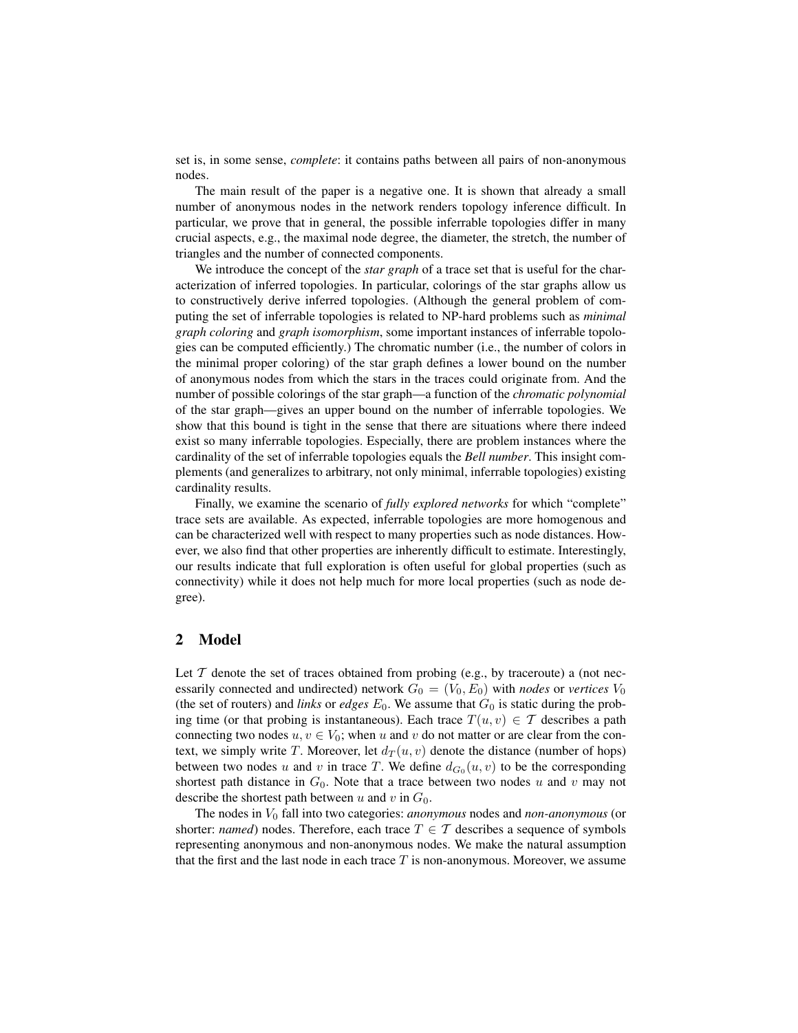set is, in some sense, *complete*: it contains paths between all pairs of non-anonymous nodes.

The main result of the paper is a negative one. It is shown that already a small number of anonymous nodes in the network renders topology inference difficult. In particular, we prove that in general, the possible inferrable topologies differ in many crucial aspects, e.g., the maximal node degree, the diameter, the stretch, the number of triangles and the number of connected components.

We introduce the concept of the *star graph* of a trace set that is useful for the characterization of inferred topologies. In particular, colorings of the star graphs allow us to constructively derive inferred topologies. (Although the general problem of computing the set of inferrable topologies is related to NP-hard problems such as *minimal graph coloring* and *graph isomorphism*, some important instances of inferrable topologies can be computed efficiently.) The chromatic number (i.e., the number of colors in the minimal proper coloring) of the star graph defines a lower bound on the number of anonymous nodes from which the stars in the traces could originate from. And the number of possible colorings of the star graph—a function of the *chromatic polynomial* of the star graph—gives an upper bound on the number of inferrable topologies. We show that this bound is tight in the sense that there are situations where there indeed exist so many inferrable topologies. Especially, there are problem instances where the cardinality of the set of inferrable topologies equals the *Bell number*. This insight complements (and generalizes to arbitrary, not only minimal, inferrable topologies) existing cardinality results.

Finally, we examine the scenario of *fully explored networks* for which "complete" trace sets are available. As expected, inferrable topologies are more homogenous and can be characterized well with respect to many properties such as node distances. However, we also find that other properties are inherently difficult to estimate. Interestingly, our results indicate that full exploration is often useful for global properties (such as connectivity) while it does not help much for more local properties (such as node degree).

## 2 Model

Let $\mathcal{T}$ denote the set of traces obtained from probing (e.g., by traceroute) a (not necessarily connected and undirected) network $G_0 = (V_0, E_0)$ with *nodes* or *vertices* $V_0$ (the set of routers) and *links* or *edges* $E_0$. We assume that $G_0$ is static during the probing time (or that probing is instantaneous). Each trace $T(u, v) \in \mathcal{T}$ describes a path connecting two nodes $u, v \in V_0$; when $u$ and $v$ do not matter or are clear from the context, we simply write $T$. Moreover, let $d_T(u, v)$ denote the distance (number of hops) between two nodes $u$ and $v$ in trace $T$. We define $d_{G_0}(u, v)$ to be the corresponding shortest path distance in $G_0$. Note that a trace between two nodes $u$ and $v$ may not describe the shortest path between $u$ and $v$ in $G_0$.

The nodes in $V_0$ fall into two categories: *anonymous* nodes and *non-anonymous* (or shorter: *named*) nodes. Therefore, each trace $T \in \mathcal{T}$ describes a sequence of symbols representing anonymous and non-anonymous nodes. We make the natural assumption that the first and the last node in each trace $T$ is non-anonymous. Moreover, we assume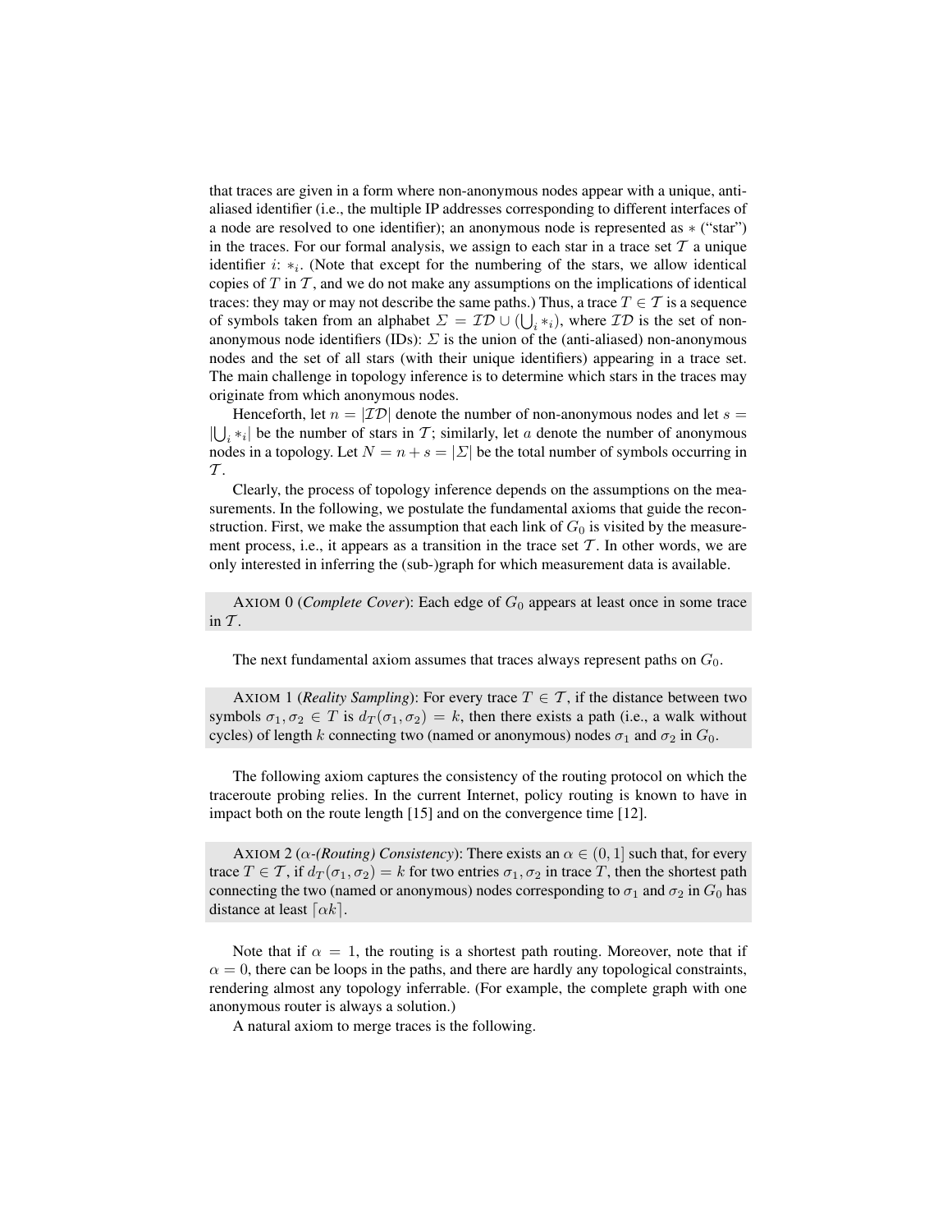that traces are given in a form where non-anonymous nodes appear with a unique, anti-aliased identifier (i.e., the multiple IP addresses corresponding to different interfaces of a node are resolved to one identifier); an anonymous node is represented as $*$ ("star") in the traces. For our formal analysis, we assign to each star in a trace set $\mathcal{T}$ a unique identifier $i$: $*_i$. (Note that except for the numbering of the stars, we allow identical copies of $T$ in $\mathcal{T}$, and we do not make any assumptions on the implications of identical traces: they may or may not describe the same paths.) Thus, a trace $T \in \mathcal{T}$ is a sequence of symbols taken from an alphabet $\Sigma = \mathcal{ID} \cup (\bigcup_i *_i)$, where $\mathcal{ID}$ is the set of non-anonymous node identifiers (IDs): $\Sigma$ is the union of the (anti-aliased) non-anonymous nodes and the set of all stars (with their unique identifiers) appearing in a trace set. The main challenge in topology inference is to determine which stars in the traces may originate from which anonymous nodes.

Henceforth, let $n = |\mathcal{ID}|$ denote the number of non-anonymous nodes and let $s = |\bigcup_i *_i|$ be the number of stars in $\mathcal{T}$; similarly, let $a$ denote the number of anonymous nodes in a topology. Let $N = n + s = |\Sigma|$ be the total number of symbols occurring in $\mathcal{T}$.

Clearly, the process of topology inference depends on the assumptions on the measurements. In the following, we postulate the fundamental axioms that guide the reconstruction. First, we make the assumption that each link of $G_0$ is visited by the measurement process, i.e., it appears as a transition in the trace set $\mathcal{T}$. In other words, we are only interested in inferring the (sub-)graph for which measurement data is available.

AXIOM 0 (*Complete Cover*): Each edge of $G_0$ appears at least once in some trace in $\mathcal{T}$.

The next fundamental axiom assumes that traces always represent paths on $G_0$.

AXIOM 1 (*Reality Sampling*): For every trace $T \in \mathcal{T}$, if the distance between two symbols $\sigma_1, \sigma_2 \in T$ is $d_T(\sigma_1, \sigma_2) = k$, then there exists a path (i.e., a walk without cycles) of length $k$ connecting two (named or anonymous) nodes $\sigma_1$ and $\sigma_2$ in $G_0$.

The following axiom captures the consistency of the routing protocol on which the traceroute probing relies. In the current Internet, policy routing is known to have in impact both on the route length [15] and on the convergence time [12].

AXIOM 2 (*$\alpha$-(Routing) Consistency*): There exists an $\alpha \in (0, 1]$ such that, for every trace $T \in \mathcal{T}$, if $d_T(\sigma_1, \sigma_2) = k$ for two entries $\sigma_1, \sigma_2$ in trace $T$, then the shortest path connecting the two (named or anonymous) nodes corresponding to $\sigma_1$ and $\sigma_2$ in $G_0$ has distance at least $\lceil \alpha k \rceil$.

Note that if $\alpha = 1$, the routing is a shortest path routing. Moreover, note that if $\alpha = 0$, there can be loops in the paths, and there are hardly any topological constraints, rendering almost any topology inferrable. (For example, the complete graph with one anonymous router is always a solution.)

A natural axiom to merge traces is the following.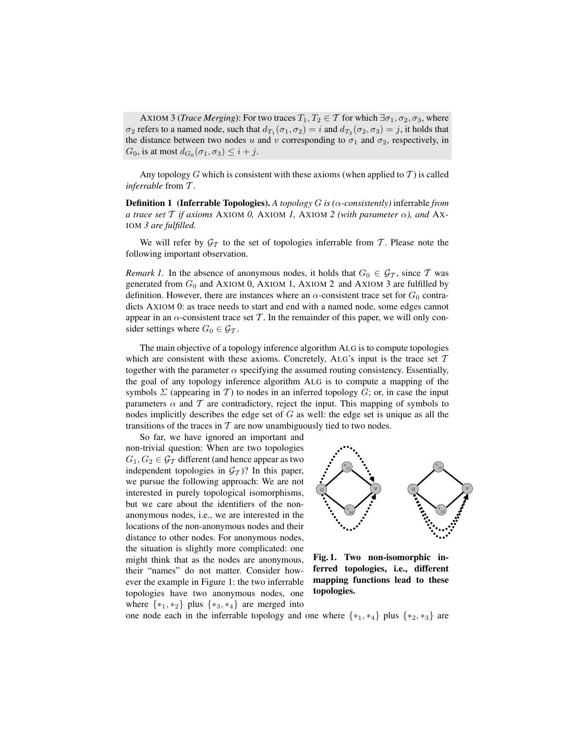AXIOM 3 (*Trace Merging*): For two traces $T_1, T_2 \in \mathcal{T}$ for which $\exists \sigma_1, \sigma_2, \sigma_3$, where $\sigma_2$ refers to a named node, such that $d_{T_1}(\sigma_1, \sigma_2) = i$ and $d_{T_2}(\sigma_2, \sigma_3) = j$, it holds that the distance between two nodes $u$ and $v$ corresponding to $\sigma_1$ and $\sigma_2$, respectively, in $G_0$, is at most $d_{G_0}(\sigma_1, \sigma_3) \leq i + j$.

Any topology $G$ which is consistent with these axioms (when applied to $\mathcal{T}$) is called *inferrable* from $\mathcal{T}$.

**Definition 1 (Inferrable Topologies).** *A topology $G$ is ($\alpha$-consistently)* inferrable *from a trace set $\mathcal{T}$ if axioms* AXIOM *0,* AXIOM *1,* AXIOM *2 (with parameter $\alpha$), and* AXIOM *3 are fulfilled.*

We will refer by $\mathcal{G}_\mathcal{T}$ to the set of topologies inferrable from $\mathcal{T}$. Please note the following important observation.

*Remark 1.* In the absence of anonymous nodes, it holds that $G_0 \in \mathcal{G}_\mathcal{T}$, since $\mathcal{T}$ was generated from $G_0$ and AXIOM 0, AXIOM 1, AXIOM 2 and AXIOM 3 are fulfilled by definition. However, there are instances where an $\alpha$-consistent trace set for $G_0$ contradicts AXIOM 0: as trace needs to start and end with a named node, some edges cannot appear in an $\alpha$-consistent trace set $\mathcal{T}$. In the remainder of this paper, we will only consider settings where $G_0 \in \mathcal{G}_\mathcal{T}$.

The main objective of a topology inference algorithm ALG is to compute topologies which are consistent with these axioms. Concretely, ALG's input is the trace set $\mathcal{T}$ together with the parameter $\alpha$ specifying the assumed routing consistency. Essentially, the goal of any topology inference algorithm ALG is to compute a mapping of the symbols $\Sigma$ (appearing in $\mathcal{T}$) to nodes in an inferred topology $G$; or, in case the input parameters $\alpha$ and $\mathcal{T}$ are contradictory, reject the input. This mapping of symbols to nodes implicitly describes the edge set of $G$ as well: the edge set is unique as all the transitions of the traces in $\mathcal{T}$ are now unambiguously tied to two nodes.

So far, we have ignored an important and non-trivial question: When are two topologies $G_1, G_2 \in \mathcal{G}_\mathcal{T}$ different (and hence appear as two independent topologies in $\mathcal{G}_\mathcal{T}$)? In this paper, we pursue the following approach: We are not interested in purely topological isomorphisms, but we care about the identifiers of the non-anonymous nodes, i.e., we are interested in the locations of the non-anonymous nodes and their distance to other nodes. For anonymous nodes, the situation is slightly more complicated: one might think that as the nodes are anonymous, their "names" do not matter. Consider however the example in Figure 1: the two inferrable topologies have two anonymous nodes, one where $\{*_1, *_2\}$ plus $\{*_3, *_4\}$ are merged into one node each in the inferrable topology and one where $\{*_1, *_4\}$ plus $\{*_2, *_3\}$ are

**Fig. 1. Two non-isomorphic inferred topologies, i.e., different mapping functions lead to these topologies.**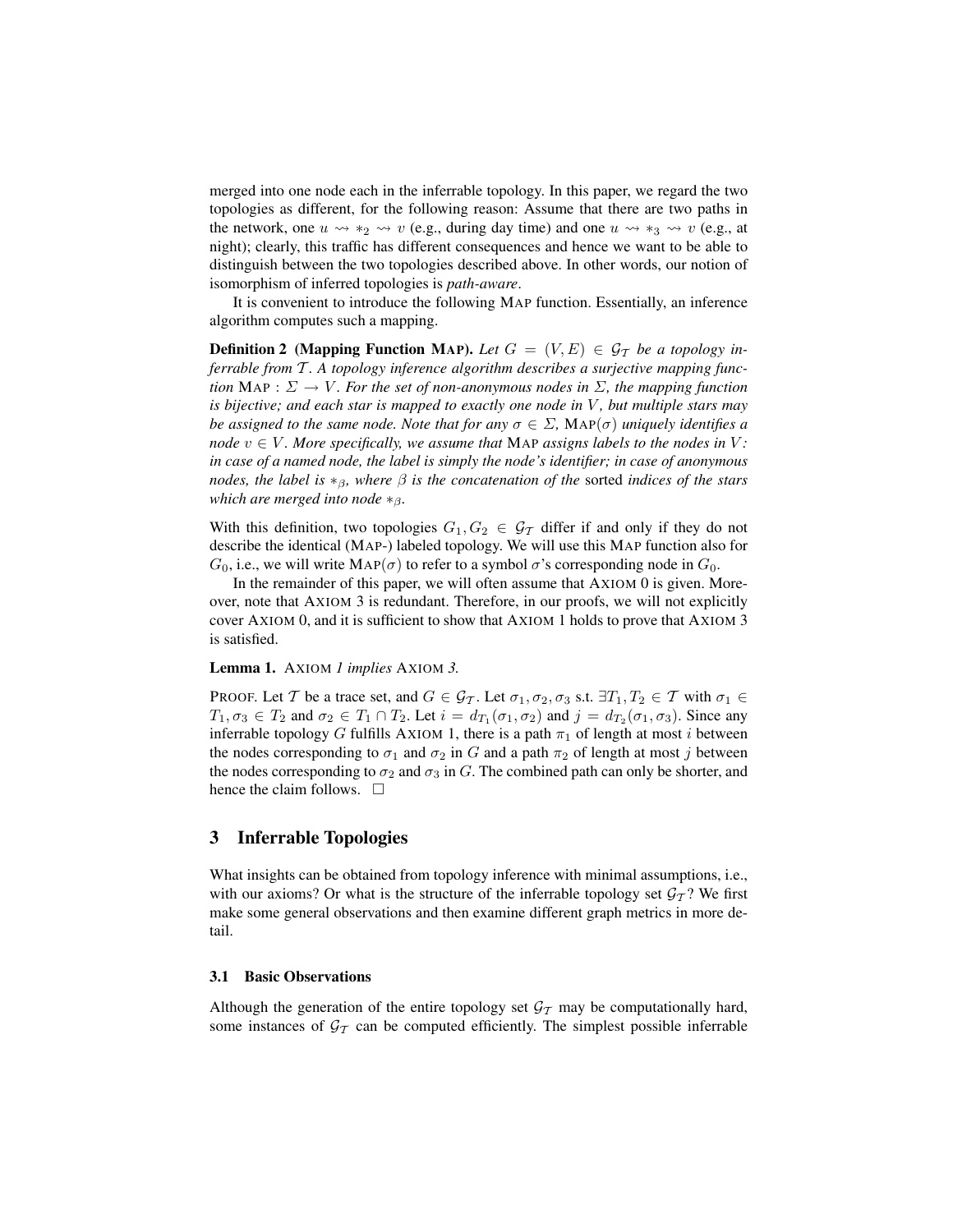merged into one node each in the inferrable topology. In this paper, we regard the two topologies as different, for the following reason: Assume that there are two paths in the network, one $u \rightsquigarrow *_2 \rightsquigarrow v$ (e.g., during day time) and one $u \rightsquigarrow *_3 \rightsquigarrow v$ (e.g., at night); clearly, this traffic has different consequences and hence we want to be able to distinguish between the two topologies described above. In other words, our notion of isomorphism of inferred topologies is *path-aware*.

It is convenient to introduce the following MAP function. Essentially, an inference algorithm computes such a mapping.

**Definition 2 (Mapping Function MAP).** *Let $G = (V, E) \in \mathcal{G}_\mathcal{T}$ be a topology inferrable from $\mathcal{T}$. A topology inference algorithm describes a surjective mapping function* MAP : $\Sigma \rightarrow V$*. For the set of non-anonymous nodes in $\Sigma$, the mapping function is bijective; and each star is mapped to exactly one node in $V$, but multiple stars may be assigned to the same node. Note that for any $\sigma \in \Sigma$,* MAP$(\sigma)$ *uniquely identifies a node $v \in V$. More specifically, we assume that* MAP *assigns labels to the nodes in $V$: in case of a named node, the label is simply the node's identifier; in case of anonymous nodes, the label is $*_\beta$, where $\beta$ is the concatenation of the* sorted *indices of the stars which are merged into node $*_\beta$.*

With this definition, two topologies $G_1, G_2 \in \mathcal{G}_\mathcal{T}$ differ if and only if they do not describe the identical (MAP-) labeled topology. We will use this MAP function also for $G_0$, i.e., we will write MAP$(\sigma)$ to refer to a symbol $\sigma$'s corresponding node in $G_0$.

In the remainder of this paper, we will often assume that AXIOM 0 is given. Moreover, note that AXIOM 3 is redundant. Therefore, in our proofs, we will not explicitly cover AXIOM 0, and it is sufficient to show that AXIOM 1 holds to prove that AXIOM 3 is satisfied.

**Lemma 1.** AXIOM *1 implies* AXIOM *3.*

PROOF. Let $\mathcal{T}$ be a trace set, and $G \in \mathcal{G}_\mathcal{T}$. Let $\sigma_1, \sigma_2, \sigma_3$ s.t. $\exists T_1, T_2 \in \mathcal{T}$ with $\sigma_1 \in T_1, \sigma_3 \in T_2$ and $\sigma_2 \in T_1 \cap T_2$. Let $i = d_{T_1}(\sigma_1, \sigma_2)$ and $j = d_{T_2}(\sigma_1, \sigma_3)$. Since any inferrable topology $G$ fulfills AXIOM 1, there is a path $\pi_1$ of length at most $i$ between the nodes corresponding to $\sigma_1$ and $\sigma_2$ in $G$ and a path $\pi_2$ of length at most $j$ between the nodes corresponding to $\sigma_2$ and $\sigma_3$ in $G$. The combined path can only be shorter, and hence the claim follows. $\Box$

## 3 Inferrable Topologies

What insights can be obtained from topology inference with minimal assumptions, i.e., with our axioms? Or what is the structure of the inferrable topology set $\mathcal{G}_\mathcal{T}$? We first make some general observations and then examine different graph metrics in more detail.

### 3.1 Basic Observations

Although the generation of the entire topology set $\mathcal{G}_\mathcal{T}$ may be computationally hard, some instances of $\mathcal{G}_\mathcal{T}$ can be computed efficiently. The simplest possible inferrable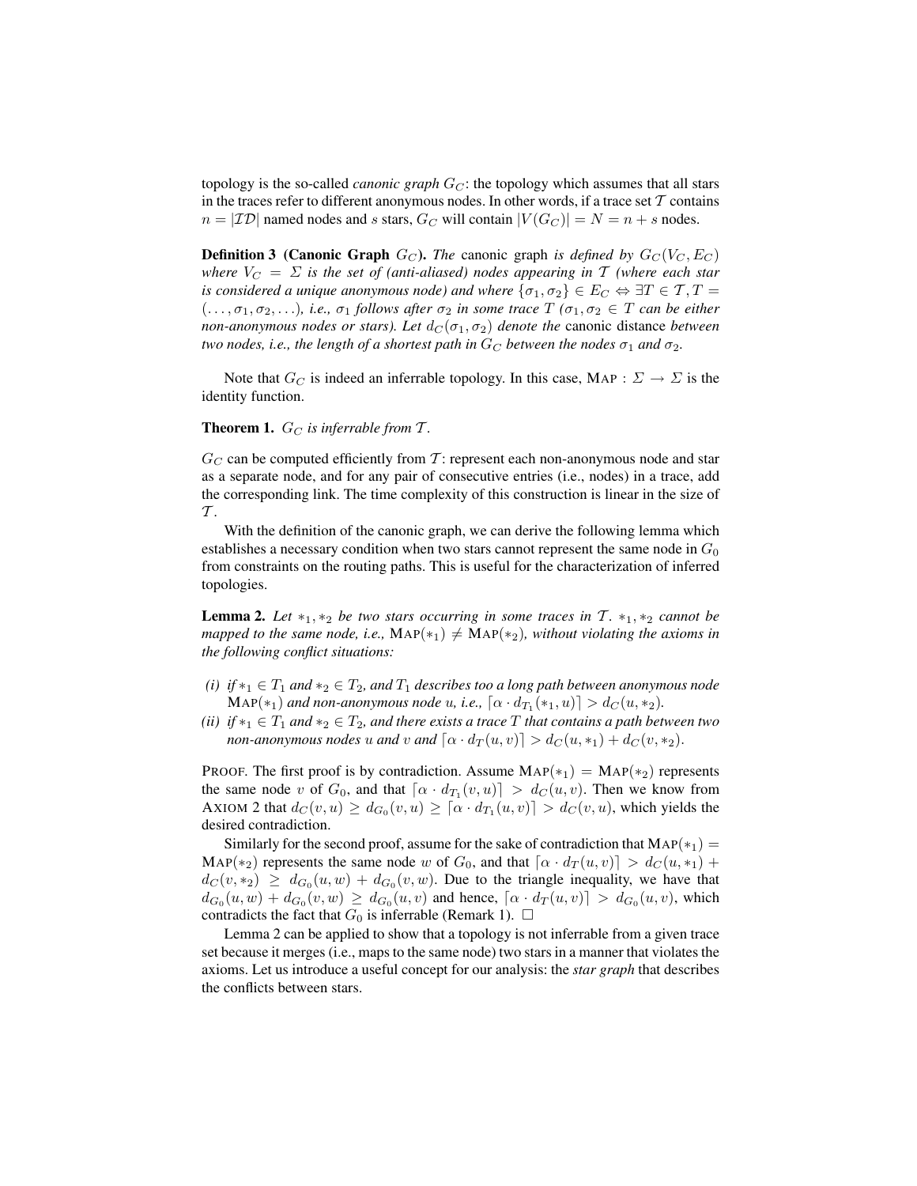topology is the so-called *canonic graph* $G_C$: the topology which assumes that all stars in the traces refer to different anonymous nodes. In other words, if a trace set $\mathcal{T}$ contains $n = |\mathcal{ID}|$ named nodes and $s$ stars, $G_C$ will contain $|V(G_C)| = N = n + s$ nodes.

**Definition 3 (Canonic Graph $G_C$).** *The* canonic graph *is defined by $G_C(V_C, E_C)$ where $V_C = \Sigma$ is the set of (anti-aliased) nodes appearing in $\mathcal{T}$ (where each star is considered a unique anonymous node) and where $\{\sigma_1, \sigma_2\} \in E_C \Leftrightarrow \exists T \in \mathcal{T}, T = (\ldots, \sigma_1, \sigma_2, \ldots)$, i.e., $\sigma_1$ follows after $\sigma_2$ in some trace $T$ ($\sigma_1, \sigma_2 \in T$ can be either non-anonymous nodes or stars). Let $d_C(\sigma_1, \sigma_2)$ denote the* canonic distance *between two nodes, i.e., the length of a shortest path in $G_C$ between the nodes $\sigma_1$ and $\sigma_2$.*

Note that $G_C$ is indeed an inferrable topology. In this case, MAP : $\Sigma \to \Sigma$ is the identity function.

**Theorem 1.** *$G_C$ is inferrable from $\mathcal{T}$.*

$G_C$ can be computed efficiently from $\mathcal{T}$: represent each non-anonymous node and star as a separate node, and for any pair of consecutive entries (i.e., nodes) in a trace, add the corresponding link. The time complexity of this construction is linear in the size of $\mathcal{T}$.

With the definition of the canonic graph, we can derive the following lemma which establishes a necessary condition when two stars cannot represent the same node in $G_0$ from constraints on the routing paths. This is useful for the characterization of inferred topologies.

**Lemma 2.** *Let $*_1, *_2$ be two stars occurring in some traces in $\mathcal{T}$. $*_1, *_2$ cannot be mapped to the same node, i.e., $\text{MAP}(*_1) \neq \text{MAP}(*_2)$, without violating the axioms in the following conflict situations:*

- *(i) if $*_1 \in T_1$ and $*_2 \in T_2$, and $T_1$ describes too a long path between anonymous node $\text{MAP}(*_1)$ and non-anonymous node $u$, i.e., $\lceil \alpha \cdot d_{T_1}(*_1, u) \rceil > d_C(u, *_2)$.*
- *(ii) if $*_1 \in T_1$ and $*_2 \in T_2$, and there exists a trace $T$ that contains a path between two non-anonymous nodes $u$ and $v$ and $\lceil \alpha \cdot d_T(u, v) \rceil > d_C(u, *_1) + d_C(v, *_2)$.*

PROOF. The first proof is by contradiction. Assume $\text{MAP}(*_1) = \text{MAP}(*_2)$ represents the same node $v$ of $G_0$, and that $\lceil \alpha \cdot d_{T_1}(v, u) \rceil > d_C(u, v)$. Then we know from AXIOM 2 that $d_C(v, u) \geq d_{G_0}(v, u) \geq \lceil \alpha \cdot d_{T_1}(u, v) \rceil > d_C(v, u)$, which yields the desired contradiction.

Similarly for the second proof, assume for the sake of contradiction that $\text{MAP}(*_1) = \text{MAP}(*_2)$ represents the same node $w$ of $G_0$, and that $\lceil \alpha \cdot d_T(u, v) \rceil > d_C(u, *_1) + d_C(v, *_2) \geq d_{G_0}(u, w) + d_{G_0}(v, w)$. Due to the triangle inequality, we have that $d_{G_0}(u, w) + d_{G_0}(v, w) \geq d_{G_0}(u, v)$ and hence, $\lceil \alpha \cdot d_T(u, v) \rceil > d_{G_0}(u, v)$, which contradicts the fact that $G_0$ is inferrable (Remark 1). $\square$

Lemma 2 can be applied to show that a topology is not inferrable from a given trace set because it merges (i.e., maps to the same node) two stars in a manner that violates the axioms. Let us introduce a useful concept for our analysis: the *star graph* that describes the conflicts between stars.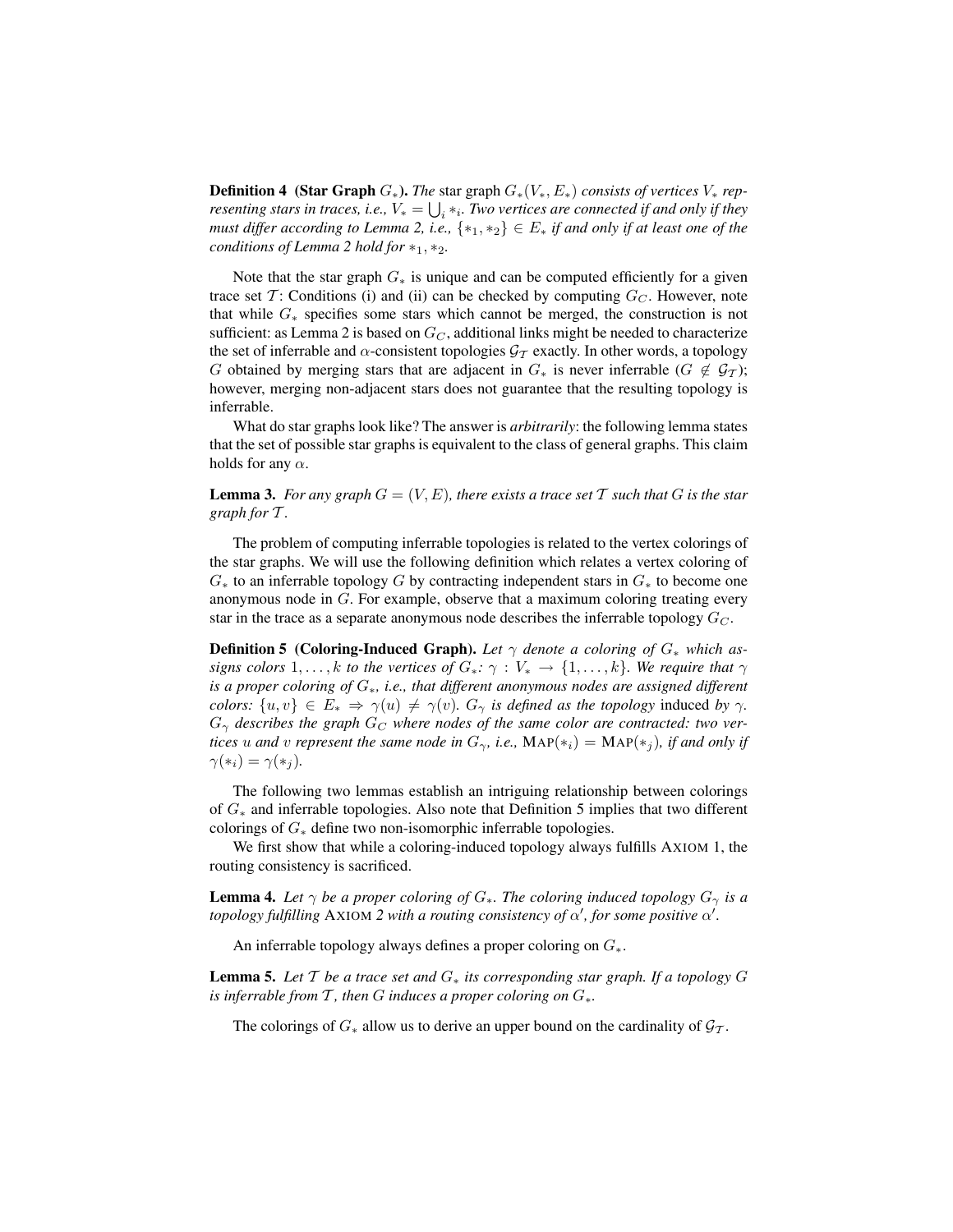**Definition 4 (Star Graph $G_*$).** *The* star graph $G_*(V_*, E_*)$ *consists of vertices $V_*$ representing stars in traces, i.e., $V_* = \bigcup_i *_i$. Two vertices are connected if and only if they must differ according to Lemma 2, i.e., $\{*_1, *_2\} \in E_*$ if and only if at least one of the conditions of Lemma 2 hold for $*_1, *_2$.*

Note that the star graph $G_*$ is unique and can be computed efficiently for a given trace set $\mathcal{T}$: Conditions (i) and (ii) can be checked by computing $G_C$. However, note that while $G_*$ specifies some stars which cannot be merged, the construction is not sufficient: as Lemma 2 is based on $G_C$, additional links might be needed to characterize the set of inferrable and $\alpha$-consistent topologies $\mathcal{G}_\mathcal{T}$ exactly. In other words, a topology $G$ obtained by merging stars that are adjacent in $G_*$ is never inferrable ($G \notin \mathcal{G}_\mathcal{T}$); however, merging non-adjacent stars does not guarantee that the resulting topology is inferrable.

What do star graphs look like? The answer is *arbitrarily*: the following lemma states that the set of possible star graphs is equivalent to the class of general graphs. This claim holds for any $\alpha$.

**Lemma 3.** *For any graph $G = (V, E)$, there exists a trace set $\mathcal{T}$ such that $G$ is the star graph for $\mathcal{T}$.*

The problem of computing inferrable topologies is related to the vertex colorings of the star graphs. We will use the following definition which relates a vertex coloring of $G_*$ to an inferrable topology $G$ by contracting independent stars in $G_*$ to become one anonymous node in $G$. For example, observe that a maximum coloring treating every star in the trace as a separate anonymous node describes the inferrable topology $G_C$.

**Definition 5 (Coloring-Induced Graph).** *Let $\gamma$ denote a coloring of $G_*$ which assigns colors $1, \ldots, k$ to the vertices of $G_*$: $\gamma : V_* \to \{1, \ldots, k\}$. We require that $\gamma$ is a proper coloring of $G_*$, i.e., that different anonymous nodes are assigned different colors: $\{u, v\} \in E_* \Rightarrow \gamma(u) \neq \gamma(v)$. $G_\gamma$ is defined as the topology* induced *by $\gamma$. $G_\gamma$ describes the graph $G_C$ where nodes of the same color are contracted: two vertices $u$ and $v$ represent the same node in $G_\gamma$, i.e., $\text{MAP}(*_i) = \text{MAP}(*_j)$, if and only if $\gamma(*_i) = \gamma(*_j)$.*

The following two lemmas establish an intriguing relationship between colorings of $G_*$ and inferrable topologies. Also note that Definition 5 implies that two different colorings of $G_*$ define two non-isomorphic inferrable topologies.

We first show that while a coloring-induced topology always fulfills AXIOM 1, the routing consistency is sacrificed.

**Lemma 4.** *Let $\gamma$ be a proper coloring of $G_*$. The coloring induced topology $G_\gamma$ is a topology fulfilling* AXIOM *2 with a routing consistency of $\alpha'$, for some positive $\alpha'$.*

An inferrable topology always defines a proper coloring on $G_*$.

**Lemma 5.** *Let $\mathcal{T}$ be a trace set and $G_*$ its corresponding star graph. If a topology $G$ is inferrable from $\mathcal{T}$, then $G$ induces a proper coloring on $G_*$.*

The colorings of $G_*$ allow us to derive an upper bound on the cardinality of $\mathcal{G}_\mathcal{T}$.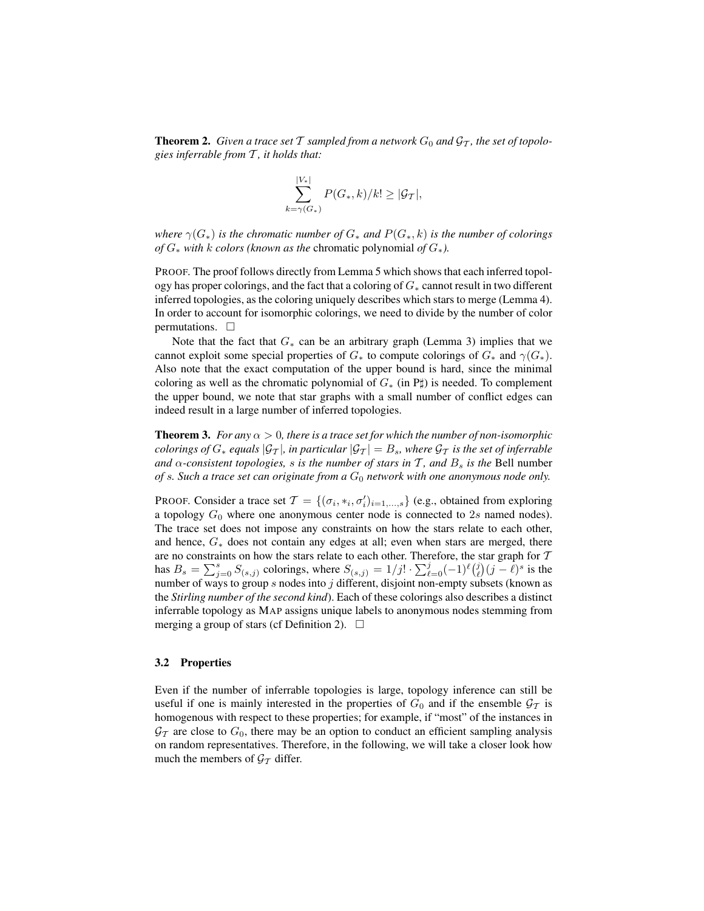**Theorem 2.** *Given a trace set $\mathcal{T}$ sampled from a network $G_0$ and $\mathcal{G}_\mathcal{T}$, the set of topologies inferrable from $\mathcal{T}$, it holds that:*

$$\sum_{k=\gamma(G_*)}^{|V_*|} P(G_*, k)/k! \geq |\mathcal{G}_\mathcal{T}|,$$

*where $\gamma(G_*)$ is the chromatic number of $G_*$ and $P(G_*, k)$ is the number of colorings of $G_*$ with $k$ colors (known as the* chromatic polynomial *of $G_*$).*

PROOF. The proof follows directly from Lemma 5 which shows that each inferred topology has proper colorings, and the fact that a coloring of $G_*$ cannot result in two different inferred topologies, as the coloring uniquely describes which stars to merge (Lemma 4). In order to account for isomorphic colorings, we need to divide by the number of color permutations. □

Note that the fact that $G_*$ can be an arbitrary graph (Lemma 3) implies that we cannot exploit some special properties of $G_*$ to compute colorings of $G_*$ and $\gamma(G_*)$. Also note that the exact computation of the upper bound is hard, since the minimal coloring as well as the chromatic polynomial of $G_*$ (in P♯) is needed. To complement the upper bound, we note that star graphs with a small number of conflict edges can indeed result in a large number of inferred topologies.

**Theorem 3.** *For any $\alpha > 0$, there is a trace set for which the number of non-isomorphic colorings of $G_*$ equals $|\mathcal{G}_\mathcal{T}|$, in particular $|\mathcal{G}_\mathcal{T}| = B_s$, where $\mathcal{G}_\mathcal{T}$ is the set of inferrable and $\alpha$-consistent topologies, $s$ is the number of stars in $\mathcal{T}$, and $B_s$ is the* Bell number *of $s$. Such a trace set can originate from a $G_0$ network with one anonymous node only.*

PROOF. Consider a trace set $\mathcal{T} = \{(\sigma_i, *_i, \sigma_i')_{i=1,\ldots,s}\}$ (e.g., obtained from exploring a topology $G_0$ where one anonymous center node is connected to $2s$ named nodes). The trace set does not impose any constraints on how the stars relate to each other, and hence, $G_*$ does not contain any edges at all; even when stars are merged, there are no constraints on how the stars relate to each other. Therefore, the star graph for $\mathcal{T}$ has $B_s = \sum_{j=0}^{s} S_{(s,j)}$ colorings, where $S_{(s,j)} = 1/j! \cdot \sum_{\ell=0}^{j} (-1)^\ell \binom{j}{\ell} (j-\ell)^s$ is the number of ways to group $s$ nodes into $j$ different, disjoint non-empty subsets (known as the *Stirling number of the second kind*). Each of these colorings also describes a distinct inferrable topology as MAP assigns unique labels to anonymous nodes stemming from merging a group of stars (cf Definition 2). □

### 3.2 Properties

Even if the number of inferrable topologies is large, topology inference can still be useful if one is mainly interested in the properties of $G_0$ and if the ensemble $\mathcal{G}_\mathcal{T}$ is homogenous with respect to these properties; for example, if "most" of the instances in $\mathcal{G}_\mathcal{T}$ are close to $G_0$, there may be an option to conduct an efficient sampling analysis on random representatives. Therefore, in the following, we will take a closer look how much the members of $\mathcal{G}_\mathcal{T}$ differ.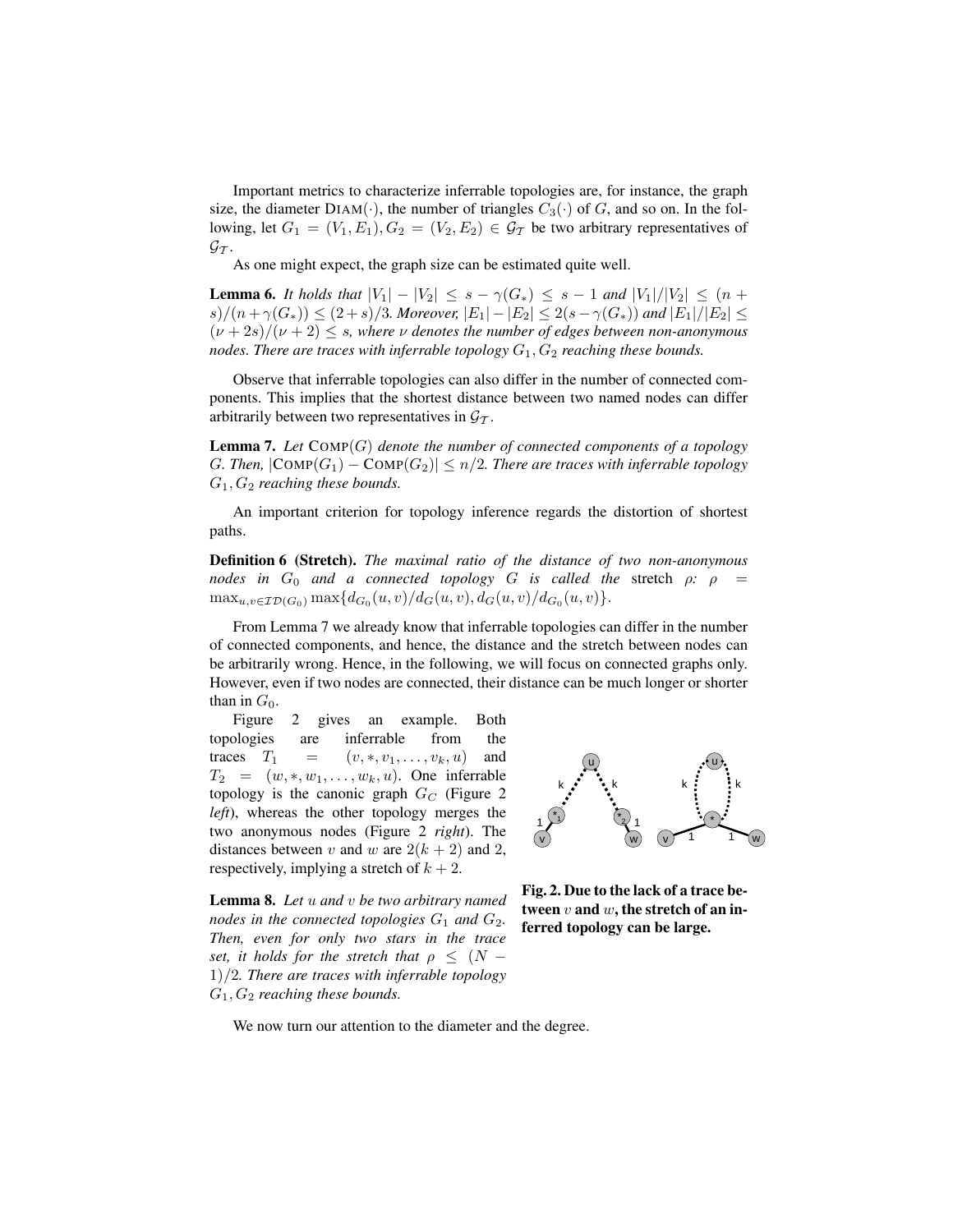Important metrics to characterize inferrable topologies are, for instance, the graph size, the diameter $\text{DIAM}(\cdot)$, the number of triangles $C_3(\cdot)$ of $G$, and so on. In the following, let $G_1 = (V_1, E_1), G_2 = (V_2, E_2) \in \mathcal{G}_\mathcal{T}$ be two arbitrary representatives of $\mathcal{G}_\mathcal{T}$.

As one might expect, the graph size can be estimated quite well.

**Lemma 6.** *It holds that $|V_1| - |V_2| \leq s - \gamma(G_*) \leq s - 1$ and $|V_1|/|V_2| \leq (n + s)/(n + \gamma(G_*)) \leq (2 + s)/3$. Moreover, $|E_1| - |E_2| \leq 2(s - \gamma(G_*))$ and $|E_1|/|E_2| \leq (\nu + 2s)/(\nu + 2) \leq s$, where $\nu$ denotes the number of edges between non-anonymous nodes. There are traces with inferrable topology $G_1, G_2$ reaching these bounds.*

Observe that inferrable topologies can also differ in the number of connected components. This implies that the shortest distance between two named nodes can differ arbitrarily between two representatives in $\mathcal{G}_\mathcal{T}$.

**Lemma 7.** *Let $\text{COMP}(G)$ denote the number of connected components of a topology $G$. Then, $|\text{COMP}(G_1) - \text{COMP}(G_2)| \leq n/2$. There are traces with inferrable topology $G_1, G_2$ reaching these bounds.*

An important criterion for topology inference regards the distortion of shortest paths.

**Definition 6 (Stretch).** *The maximal ratio of the distance of two non-anonymous nodes in $G_0$ and a connected topology $G$ is called the* stretch *$\rho$: $\rho = \max_{u,v \in \mathcal{ID}(G_0)} \max\{d_{G_0}(u, v)/d_G(u, v), d_G(u, v)/d_{G_0}(u, v)\}$.*

From Lemma 7 we already know that inferrable topologies can differ in the number of connected components, and hence, the distance and the stretch between nodes can be arbitrarily wrong. Hence, in the following, we will focus on connected graphs only. However, even if two nodes are connected, their distance can be much longer or shorter than in $G_0$.

Figure 2 gives an example. Both topologies are inferrable from the traces $T_1 = (v, *, v_1, \ldots, v_k, u)$ and $T_2 = (w, *, w_1, \ldots, w_k, u)$. One inferrable topology is the canonic graph $G_C$ (Figure 2 *left*), whereas the other topology merges the two anonymous nodes (Figure 2 *right*). The distances between $v$ and $w$ are $2(k + 2)$ and 2, respectively, implying a stretch of $k + 2$.

**Fig. 2. Due to the lack of a trace between $v$ and $w$, the stretch of an inferred topology can be large.**

**Lemma 8.** *Let $u$ and $v$ be two arbitrary named nodes in the connected topologies $G_1$ and $G_2$. Then, even for only two stars in the trace set, it holds for the stretch that $\rho \leq (N - 1)/2$. There are traces with inferrable topology $G_1, G_2$ reaching these bounds.*

We now turn our attention to the diameter and the degree.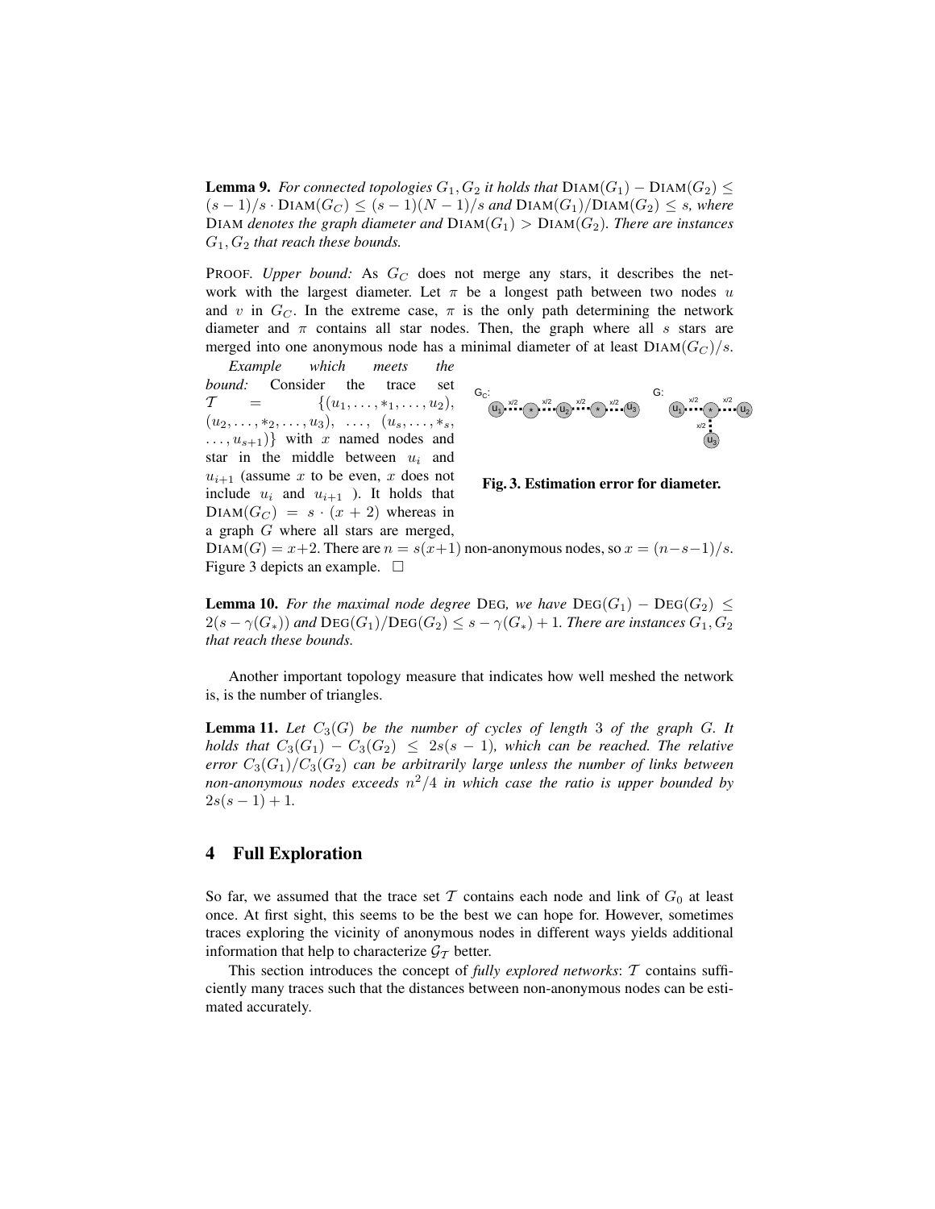**Lemma 9.** *For connected topologies $G_1, G_2$ it holds that* $\text{DIAM}(G_1) - \text{DIAM}(G_2) \leq (s-1)/s \cdot \text{DIAM}(G_C) \leq (s-1)(N-1)/s$ *and* $\text{DIAM}(G_1)/\text{DIAM}(G_2) \leq s$*, where* DIAM *denotes the graph diameter and* $\text{DIAM}(G_1) > \text{DIAM}(G_2)$*. There are instances* $G_1, G_2$ *that reach these bounds.*

PROOF. *Upper bound:* As $G_C$ does not merge any stars, it describes the network with the largest diameter. Let $\pi$ be a longest path between two nodes $u$ and $v$ in $G_C$. In the extreme case, $\pi$ is the only path determining the network diameter and $\pi$ contains all star nodes. Then, the graph where all $s$ stars are merged into one anonymous node has a minimal diameter of at least $\text{DIAM}(G_C)/s$.

*Example which meets the bound:* Consider the trace set $\mathcal{T} = \{(u_1, \ldots, *_1, \ldots, u_2), (u_2, \ldots, *_2, \ldots, u_3), \ldots, (u_s, \ldots, *_s, \ldots, u_{s+1})\}$ with $x$ named nodes and star in the middle between $u_i$ and $u_{i+1}$ (assume $x$ to be even, $x$ does not include $u_i$ and $u_{i+1}$ ). It holds that $\text{DIAM}(G_C) = s \cdot (x+2)$ whereas in a graph $G$ where all stars are merged, $\text{DIAM}(G) = x+2$. There are $n = s(x+1)$ non-anonymous nodes, so $x = (n-s-1)/s$. Figure 3 depicts an example. $\square$

**Fig. 3. Estimation error for diameter.**

**Lemma 10.** *For the maximal node degree* DEG*, we have* $\text{DEG}(G_1) - \text{DEG}(G_2) \leq 2(s - \gamma(G_*))$ *and* $\text{DEG}(G_1)/\text{DEG}(G_2) \leq s - \gamma(G_*) + 1$*. There are instances* $G_1, G_2$ *that reach these bounds.*

Another important topology measure that indicates how well meshed the network is, is the number of triangles.

**Lemma 11.** *Let* $C_3(G)$ *be the number of cycles of length 3 of the graph* $G$*. It holds that* $C_3(G_1) - C_3(G_2) \leq 2s(s-1)$*, which can be reached. The relative error* $C_3(G_1)/C_3(G_2)$ *can be arbitrarily large unless the number of links between non-anonymous nodes exceeds* $n^2/4$ *in which case the ratio is upper bounded by* $2s(s-1)+1$*.*

## 4 Full Exploration

So far, we assumed that the trace set $\mathcal{T}$ contains each node and link of $G_0$ at least once. At first sight, this seems to be the best we can hope for. However, sometimes traces exploring the vicinity of anonymous nodes in different ways yields additional information that help to characterize $\mathcal{G}_{\mathcal{T}}$ better.

This section introduces the concept of *fully explored networks*: $\mathcal{T}$ contains sufficiently many traces such that the distances between non-anonymous nodes can be estimated accurately.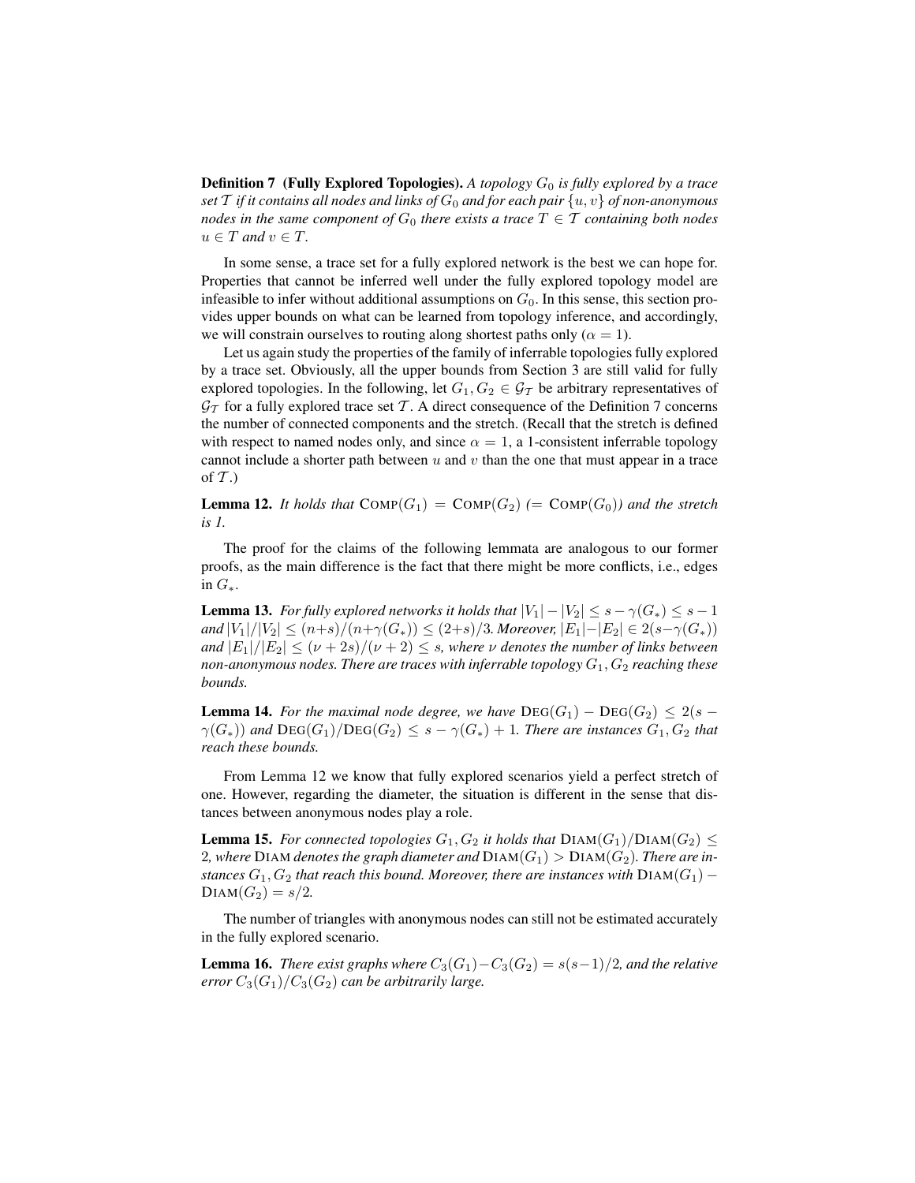**Definition 7 (Fully Explored Topologies).** *A topology $G_0$ is fully explored by a trace set $\mathcal{T}$ if it contains all nodes and links of $G_0$ and for each pair $\{u, v\}$ of non-anonymous nodes in the same component of $G_0$ there exists a trace $T \in \mathcal{T}$ containing both nodes $u \in T$ and $v \in T$.*

In some sense, a trace set for a fully explored network is the best we can hope for. Properties that cannot be inferred well under the fully explored topology model are infeasible to infer without additional assumptions on $G_0$. In this sense, this section provides upper bounds on what can be learned from topology inference, and accordingly, we will constrain ourselves to routing along shortest paths only ($\alpha = 1$).

Let us again study the properties of the family of inferrable topologies fully explored by a trace set. Obviously, all the upper bounds from Section 3 are still valid for fully explored topologies. In the following, let $G_1, G_2 \in \mathcal{G}_\mathcal{T}$ be arbitrary representatives of $\mathcal{G}_\mathcal{T}$ for a fully explored trace set $\mathcal{T}$. A direct consequence of the Definition 7 concerns the number of connected components and the stretch. (Recall that the stretch is defined with respect to named nodes only, and since $\alpha = 1$, a 1-consistent inferrable topology cannot include a shorter path between $u$ and $v$ than the one that must appear in a trace of $\mathcal{T}$.)

**Lemma 12.** *It holds that* $\text{COMP}(G_1) = \text{COMP}(G_2)$ *(*$= \text{COMP}(G_0)$*) and the stretch is 1.*

The proof for the claims of the following lemmata are analogous to our former proofs, as the main difference is the fact that there might be more conflicts, i.e., edges in $G_*$.

**Lemma 13.** *For fully explored networks it holds that* $|V_1| - |V_2| \leq s - \gamma(G_*) \leq s - 1$ *and* $|V_1|/|V_2| \leq (n+s)/(n+\gamma(G_*)) \leq (2+s)/3$*. Moreover,* $|E_1| - |E_2| \in 2(s - \gamma(G_*))$ *and* $|E_1|/|E_2| \leq (\nu + 2s)/(\nu + 2) \leq s$*, where $\nu$ denotes the number of links between non-anonymous nodes. There are traces with inferrable topology $G_1, G_2$ reaching these bounds.*

**Lemma 14.** *For the maximal node degree, we have* $\text{DEG}(G_1) - \text{DEG}(G_2) \leq 2(s - \gamma(G_*))$ *and* $\text{DEG}(G_1)/\text{DEG}(G_2) \leq s - \gamma(G_*) + 1$*. There are instances $G_1, G_2$ that reach these bounds.*

From Lemma 12 we know that fully explored scenarios yield a perfect stretch of one. However, regarding the diameter, the situation is different in the sense that distances between anonymous nodes play a role.

**Lemma 15.** *For connected topologies $G_1, G_2$ it holds that* $\text{DIAM}(G_1)/\text{DIAM}(G_2) \leq 2$*, where* DIAM *denotes the graph diameter and* $\text{DIAM}(G_1) > \text{DIAM}(G_2)$*. There are instances $G_1, G_2$ that reach this bound. Moreover, there are instances with* $\text{DIAM}(G_1) - \text{DIAM}(G_2) = s/2$*.*

The number of triangles with anonymous nodes can still not be estimated accurately in the fully explored scenario.

**Lemma 16.** *There exist graphs where $C_3(G_1) - C_3(G_2) = s(s-1)/2$, and the relative error $C_3(G_1)/C_3(G_2)$ can be arbitrarily large.*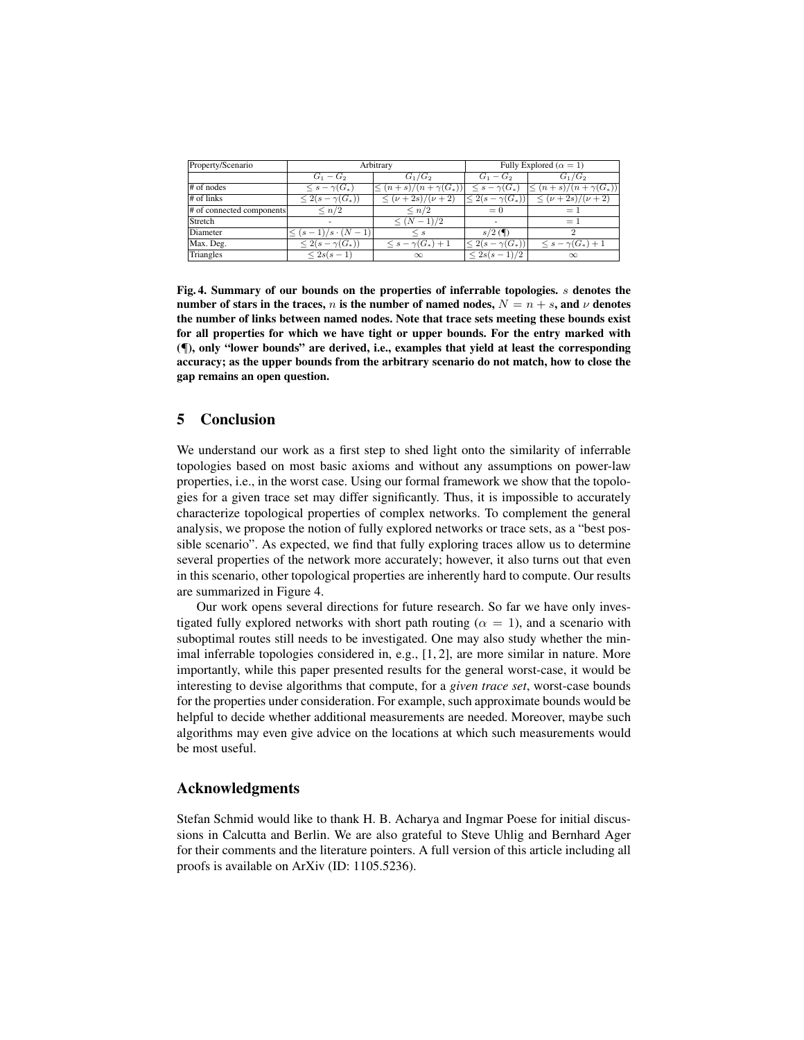| Property/Scenario | Arbitrary | | Fully Explored ($\alpha = 1$) | |
|---|---|---|---|---|
| | $G_1 - G_2$ | $G_1/G_2$ | $G_1 - G_2$ | $G_1/G_2$ |
| # of nodes | $\leq s - \gamma(G_*)$ | $\leq (n+s)/(n+\gamma(G_*))$ | $\leq s - \gamma(G_*)$ | $\leq (n+s)/(n+\gamma(G_*))$ |
| # of links | $\leq 2(s - \gamma(G_*))$ | $\leq (\nu + 2s)/(\nu + 2)$ | $\leq 2(s - \gamma(G_*))$ | $\leq (\nu + 2s)/(\nu + 2)$ |
| # of connected components | $\leq n/2$ | $\leq n/2$ | $= 0$ | $= 1$ |
| Stretch | - | $\leq (N-1)/2$ | - | $= 1$ |
| Diameter | $\leq (s-1)/s \cdot (N-1)$ | $\leq s$ | $s/2$ (¶) | $2$ |
| Max. Deg. | $\leq 2(s - \gamma(G_*))$ | $\leq s - \gamma(G_*) + 1$ | $\leq 2(s - \gamma(G_*))$ | $\leq s - \gamma(G_*) + 1$ |
| Triangles | $\leq 2s(s-1)$ | $\infty$ | $\leq 2s(s-1)/2$ | $\infty$ |

**Fig. 4. Summary of our bounds on the properties of inferrable topologies. $s$ denotes the number of stars in the traces, $n$ is the number of named nodes, $N = n + s$, and $\nu$ denotes the number of links between named nodes. Note that trace sets meeting these bounds exist for all properties for which we have tight or upper bounds. For the entry marked with (¶), only "lower bounds" are derived, i.e., examples that yield at least the corresponding accuracy; as the upper bounds from the arbitrary scenario do not match, how to close the gap remains an open question.**

## 5 Conclusion

We understand our work as a first step to shed light onto the similarity of inferrable topologies based on most basic axioms and without any assumptions on power-law properties, i.e., in the worst case. Using our formal framework we show that the topologies for a given trace set may differ significantly. Thus, it is impossible to accurately characterize topological properties of complex networks. To complement the general analysis, we propose the notion of fully explored networks or trace sets, as a "best possible scenario". As expected, we find that fully exploring traces allow us to determine several properties of the network more accurately; however, it also turns out that even in this scenario, other topological properties are inherently hard to compute. Our results are summarized in Figure 4.

Our work opens several directions for future research. So far we have only investigated fully explored networks with short path routing ($\alpha = 1$), and a scenario with suboptimal routes still needs to be investigated. One may also study whether the minimal inferrable topologies considered in, e.g., [1, 2], are more similar in nature. More importantly, while this paper presented results for the general worst-case, it would be interesting to devise algorithms that compute, for a *given trace set*, worst-case bounds for the properties under consideration. For example, such approximate bounds would be helpful to decide whether additional measurements are needed. Moreover, maybe such algorithms may even give advice on the locations at which such measurements would be most useful.

## Acknowledgments

Stefan Schmid would like to thank H. B. Acharya and Ingmar Poese for initial discussions in Calcutta and Berlin. We are also grateful to Steve Uhlig and Bernhard Ager for their comments and the literature pointers. A full version of this article including all proofs is available on ArXiv (ID: 1105.5236).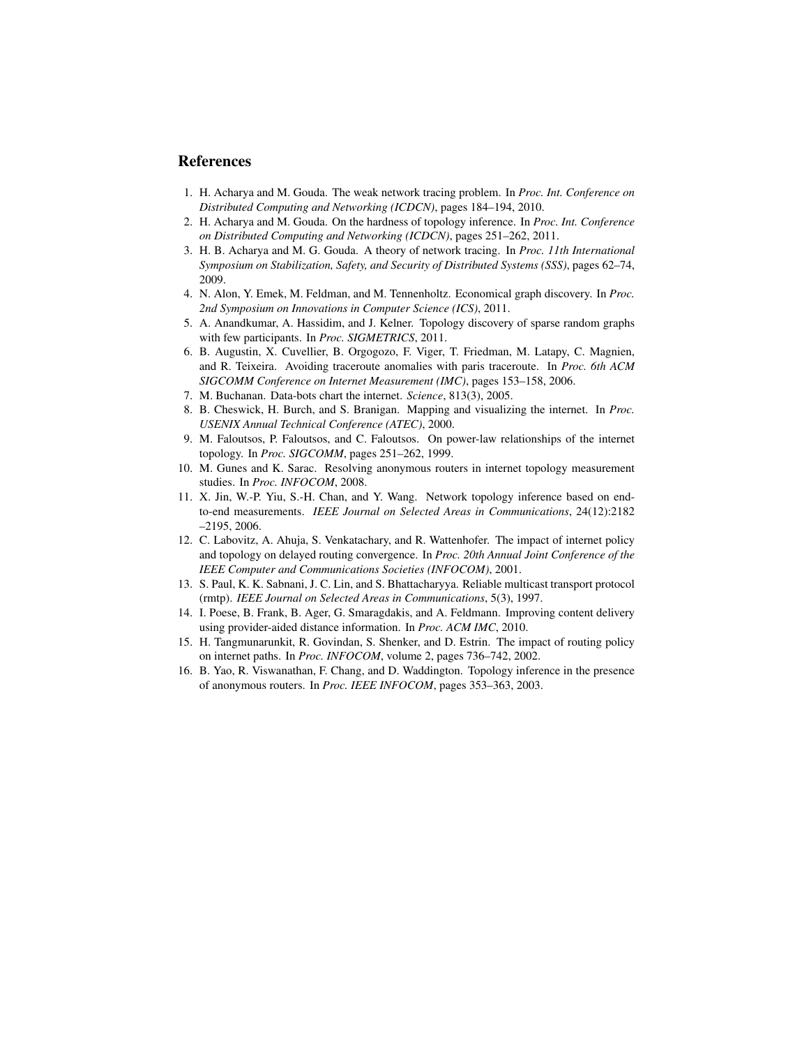## References

1. H. Acharya and M. Gouda. The weak network tracing problem. In *Proc. Int. Conference on Distributed Computing and Networking (ICDCN)*, pages 184–194, 2010.
2. H. Acharya and M. Gouda. On the hardness of topology inference. In *Proc. Int. Conference on Distributed Computing and Networking (ICDCN)*, pages 251–262, 2011.
3. H. B. Acharya and M. G. Gouda. A theory of network tracing. In *Proc. 11th International Symposium on Stabilization, Safety, and Security of Distributed Systems (SSS)*, pages 62–74, 2009.
4. N. Alon, Y. Emek, M. Feldman, and M. Tennenholtz. Economical graph discovery. In *Proc. 2nd Symposium on Innovations in Computer Science (ICS)*, 2011.
5. A. Anandkumar, A. Hassidim, and J. Kelner. Topology discovery of sparse random graphs with few participants. In *Proc. SIGMETRICS*, 2011.
6. B. Augustin, X. Cuvellier, B. Orgogozo, F. Viger, T. Friedman, M. Latapy, C. Magnien, and R. Teixeira. Avoiding traceroute anomalies with paris traceroute. In *Proc. 6th ACM SIGCOMM Conference on Internet Measurement (IMC)*, pages 153–158, 2006.
7. M. Buchanan. Data-bots chart the internet. *Science*, 813(3), 2005.
8. B. Cheswick, H. Burch, and S. Branigan. Mapping and visualizing the internet. In *Proc. USENIX Annual Technical Conference (ATEC)*, 2000.
9. M. Faloutsos, P. Faloutsos, and C. Faloutsos. On power-law relationships of the internet topology. In *Proc. SIGCOMM*, pages 251–262, 1999.
10. M. Gunes and K. Sarac. Resolving anonymous routers in internet topology measurement studies. In *Proc. INFOCOM*, 2008.
11. X. Jin, W.-P. Yiu, S.-H. Chan, and Y. Wang. Network topology inference based on end-to-end measurements. *IEEE Journal on Selected Areas in Communications*, 24(12):2182 –2195, 2006.
12. C. Labovitz, A. Ahuja, S. Venkatachary, and R. Wattenhofer. The impact of internet policy and topology on delayed routing convergence. In *Proc. 20th Annual Joint Conference of the IEEE Computer and Communications Societies (INFOCOM)*, 2001.
13. S. Paul, K. K. Sabnani, J. C. Lin, and S. Bhattacharyya. Reliable multicast transport protocol (rmtp). *IEEE Journal on Selected Areas in Communications*, 5(3), 1997.
14. I. Poese, B. Frank, B. Ager, G. Smaragdakis, and A. Feldmann. Improving content delivery using provider-aided distance information. In *Proc. ACM IMC*, 2010.
15. H. Tangmunarunkit, R. Govindan, S. Shenker, and D. Estrin. The impact of routing policy on internet paths. In *Proc. INFOCOM*, volume 2, pages 736–742, 2002.
16. B. Yao, R. Viswanathan, F. Chang, and D. Waddington. Topology inference in the presence of anonymous routers. In *Proc. IEEE INFOCOM*, pages 353–363, 2003.